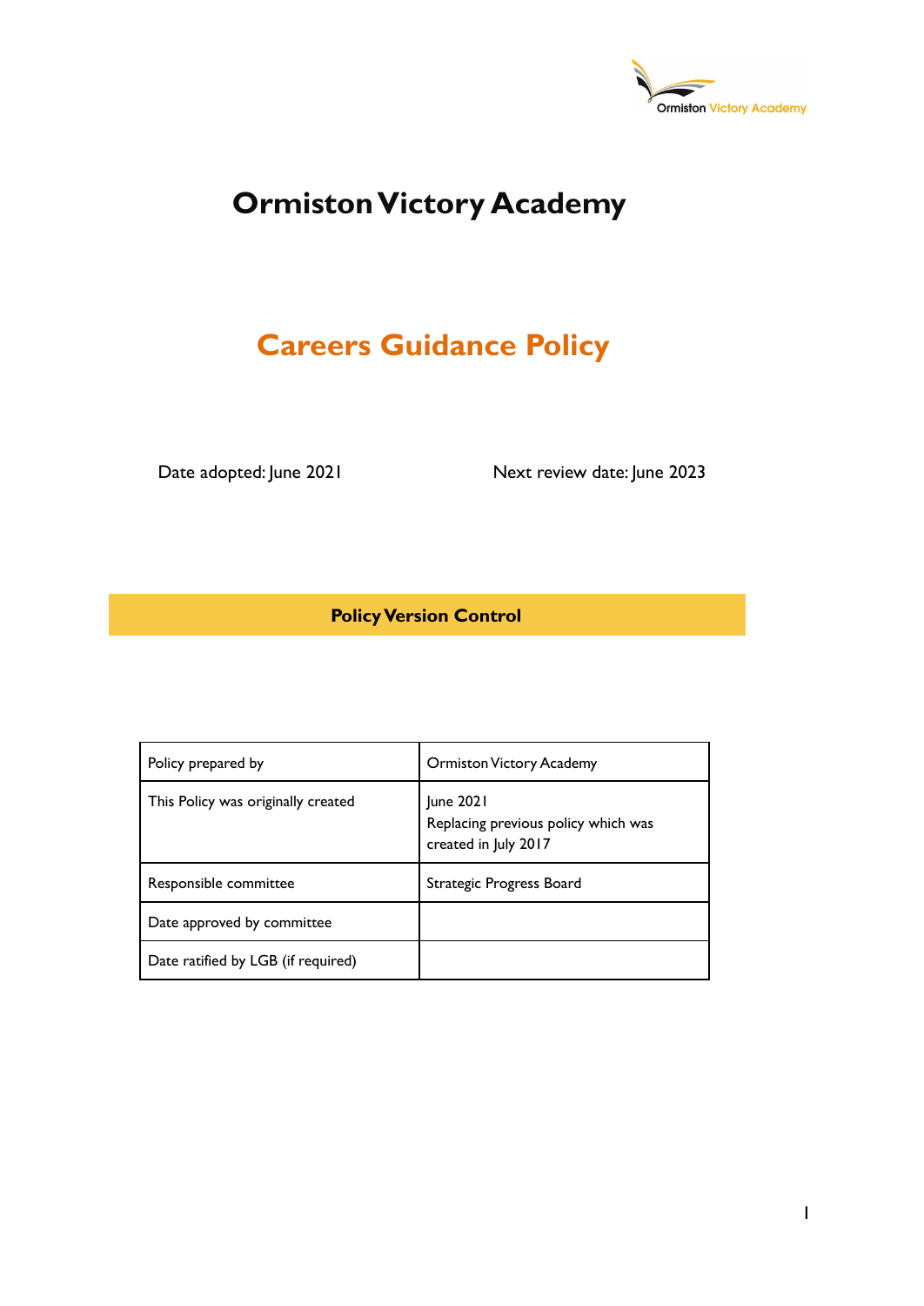# Ormiston Victory Academy

## Careers Guidance Policy

Date adopted: June 2021

Next review date: June 2023

**Policy Version Control**

| Policy prepared by | Ormiston Victory Academy |
|---|---|
| This Policy was originally created | June 2021<br>Replacing previous policy which was created in July 2017 |
| Responsible committee | Strategic Progress Board |
| Date approved by committee | |
| Date ratified by LGB (if required) | |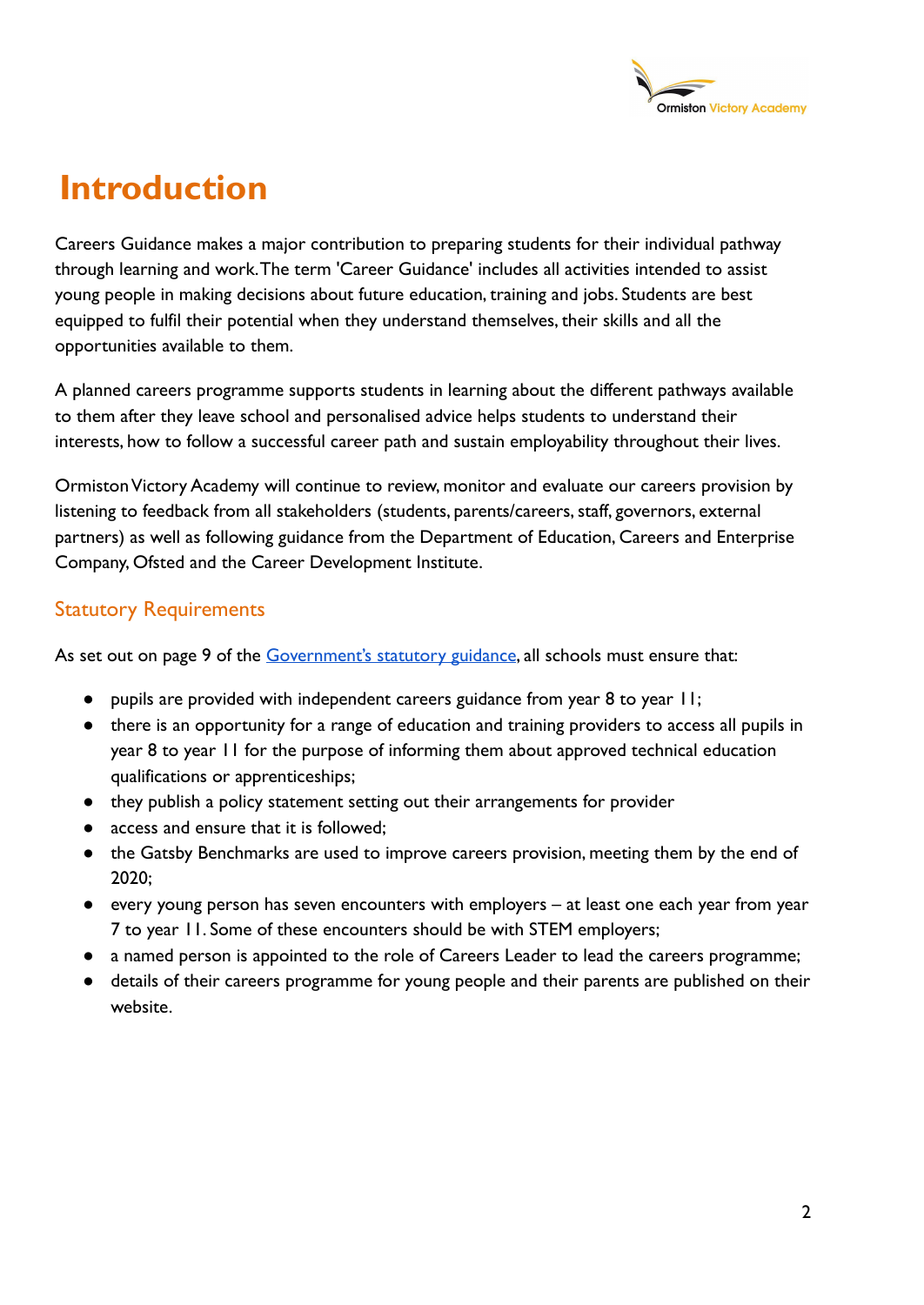# Introduction

Careers Guidance makes a major contribution to preparing students for their individual pathway through learning and work. The term 'Career Guidance' includes all activities intended to assist young people in making decisions about future education, training and jobs. Students are best equipped to fulfil their potential when they understand themselves, their skills and all the opportunities available to them.

A planned careers programme supports students in learning about the different pathways available to them after they leave school and personalised advice helps students to understand their interests, how to follow a successful career path and sustain employability throughout their lives.

Ormiston Victory Academy will continue to review, monitor and evaluate our careers provision by listening to feedback from all stakeholders (students, parents/careers, staff, governors, external partners) as well as following guidance from the Department of Education, Careers and Enterprise Company, Ofsted and the Career Development Institute.

## Statutory Requirements

As set out on page 9 of the [Government's statutory guidance](), all schools must ensure that:

- pupils are provided with independent careers guidance from year 8 to year 11;
- there is an opportunity for a range of education and training providers to access all pupils in year 8 to year 11 for the purpose of informing them about approved technical education qualifications or apprenticeships;
- they publish a policy statement setting out their arrangements for provider
- access and ensure that it is followed;
- the Gatsby Benchmarks are used to improve careers provision, meeting them by the end of 2020;
- every young person has seven encounters with employers – at least one each year from year 7 to year 11. Some of these encounters should be with STEM employers;
- a named person is appointed to the role of Careers Leader to lead the careers programme;
- details of their careers programme for young people and their parents are published on their website.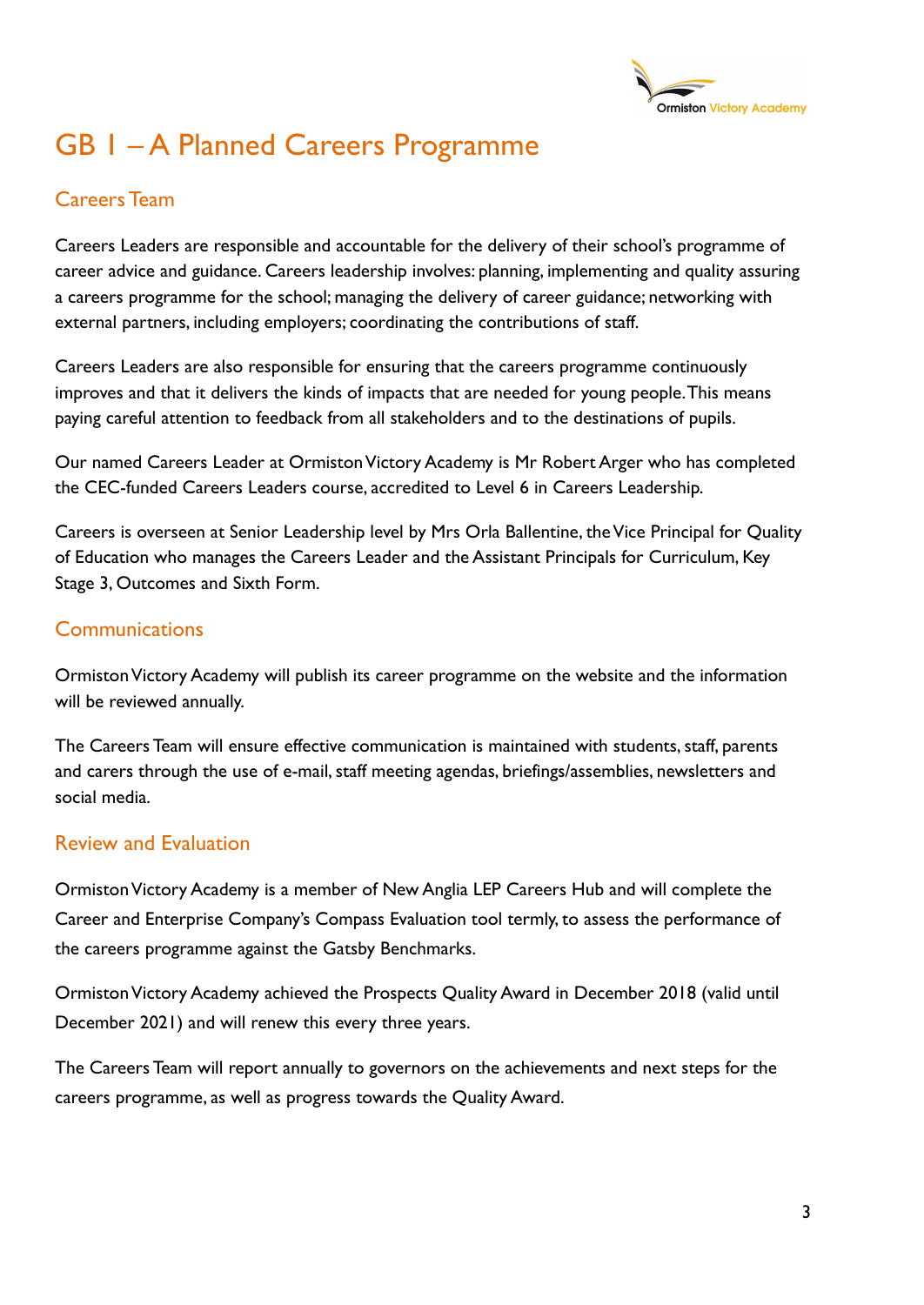# GB 1 – A Planned Careers Programme

## Careers Team

Careers Leaders are responsible and accountable for the delivery of their school's programme of career advice and guidance. Careers leadership involves: planning, implementing and quality assuring a careers programme for the school; managing the delivery of career guidance; networking with external partners, including employers; coordinating the contributions of staff.

Careers Leaders are also responsible for ensuring that the careers programme continuously improves and that it delivers the kinds of impacts that are needed for young people. This means paying careful attention to feedback from all stakeholders and to the destinations of pupils.

Our named Careers Leader at Ormiston Victory Academy is Mr Robert Arger who has completed the CEC-funded Careers Leaders course, accredited to Level 6 in Careers Leadership.

Careers is overseen at Senior Leadership level by Mrs Orla Ballentine, the Vice Principal for Quality of Education who manages the Careers Leader and the Assistant Principals for Curriculum, Key Stage 3, Outcomes and Sixth Form.

## Communications

Ormiston Victory Academy will publish its career programme on the website and the information will be reviewed annually.

The Careers Team will ensure effective communication is maintained with students, staff, parents and carers through the use of e-mail, staff meeting agendas, briefings/assemblies, newsletters and social media.

## Review and Evaluation

Ormiston Victory Academy is a member of New Anglia LEP Careers Hub and will complete the Career and Enterprise Company's Compass Evaluation tool termly, to assess the performance of the careers programme against the Gatsby Benchmarks.

Ormiston Victory Academy achieved the Prospects Quality Award in December 2018 (valid until December 2021) and will renew this every three years.

The Careers Team will report annually to governors on the achievements and next steps for the careers programme, as well as progress towards the Quality Award.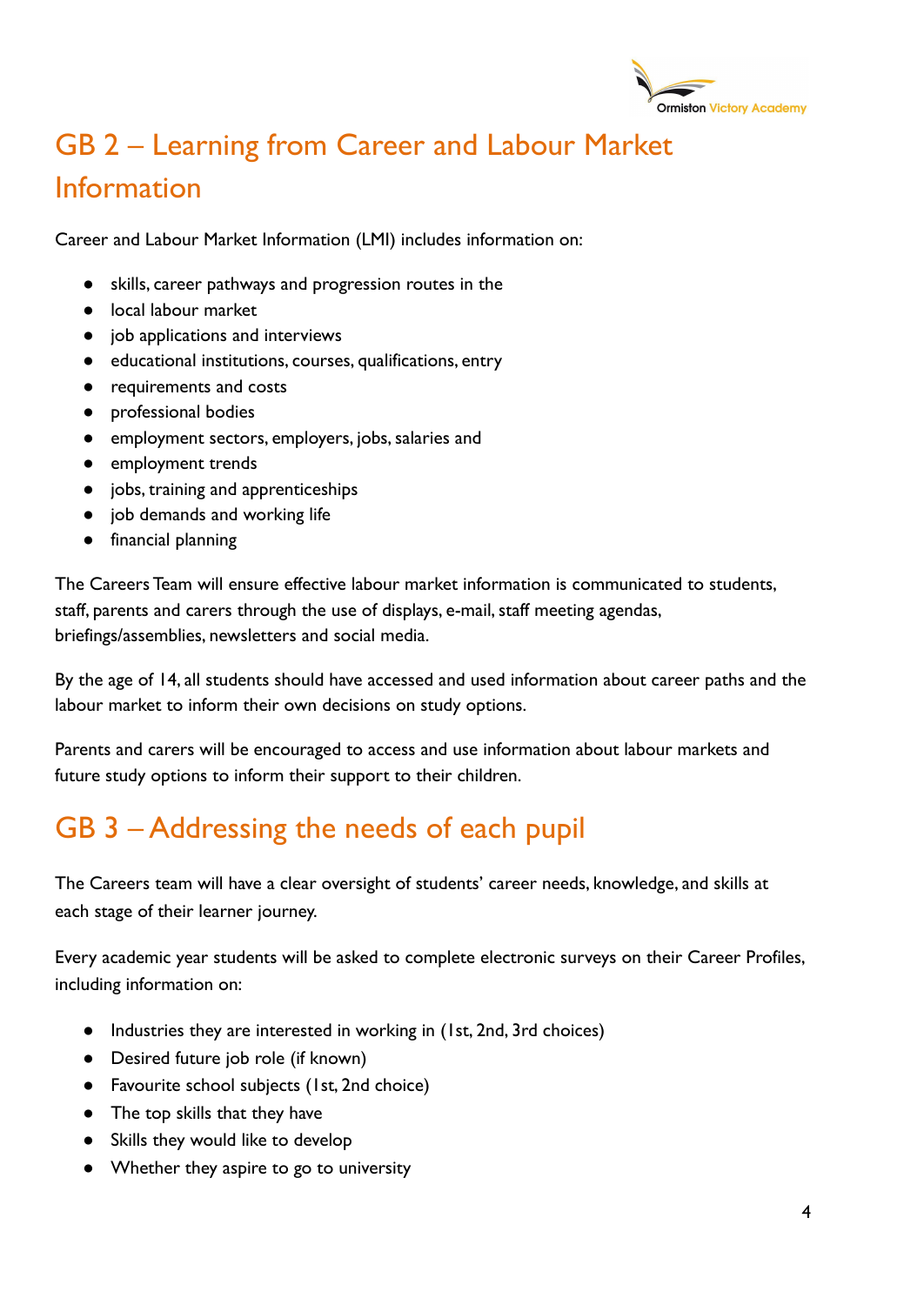## GB 2 – Learning from Career and Labour Market Information

Career and Labour Market Information (LMI) includes information on:

- skills, career pathways and progression routes in the
- local labour market
- job applications and interviews
- educational institutions, courses, qualifications, entry
- requirements and costs
- professional bodies
- employment sectors, employers, jobs, salaries and
- employment trends
- jobs, training and apprenticeships
- job demands and working life
- financial planning

The Careers Team will ensure effective labour market information is communicated to students, staff, parents and carers through the use of displays, e-mail, staff meeting agendas, briefings/assemblies, newsletters and social media.

By the age of 14, all students should have accessed and used information about career paths and the labour market to inform their own decisions on study options.

Parents and carers will be encouraged to access and use information about labour markets and future study options to inform their support to their children.

## GB 3 – Addressing the needs of each pupil

The Careers team will have a clear oversight of students' career needs, knowledge, and skills at each stage of their learner journey.

Every academic year students will be asked to complete electronic surveys on their Career Profiles, including information on:

- Industries they are interested in working in (1st, 2nd, 3rd choices)
- Desired future job role (if known)
- Favourite school subjects (1st, 2nd choice)
- The top skills that they have
- Skills they would like to develop
- Whether they aspire to go to university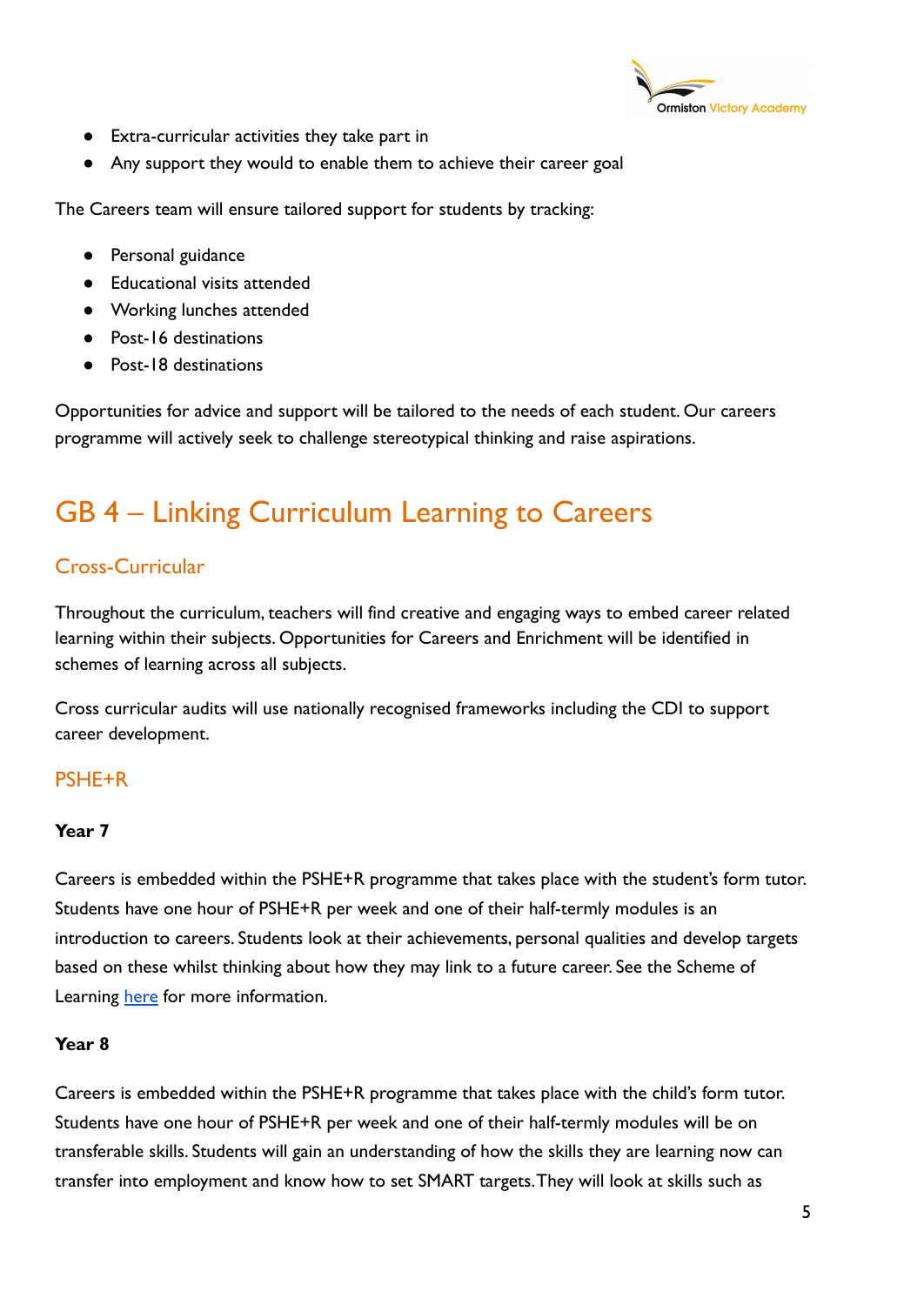- Extra-curricular activities they take part in
- Any support they would to enable them to achieve their career goal

The Careers team will ensure tailored support for students by tracking:

- Personal guidance
- Educational visits attended
- Working lunches attended
- Post-16 destinations
- Post-18 destinations

Opportunities for advice and support will be tailored to the needs of each student. Our careers programme will actively seek to challenge stereotypical thinking and raise aspirations.

# GB 4 – Linking Curriculum Learning to Careers

## Cross-Curricular

Throughout the curriculum, teachers will find creative and engaging ways to embed career related learning within their subjects. Opportunities for Careers and Enrichment will be identified in schemes of learning across all subjects.

Cross curricular audits will use nationally recognised frameworks including the CDI to support career development.

## PSHE+R

**Year 7**

Careers is embedded within the PSHE+R programme that takes place with the student's form tutor. Students have one hour of PSHE+R per week and one of their half-termly modules is an introduction to careers. Students look at their achievements, personal qualities and develop targets based on these whilst thinking about how they may link to a future career. See the Scheme of Learning [here](#) for more information.

**Year 8**

Careers is embedded within the PSHE+R programme that takes place with the child's form tutor. Students have one hour of PSHE+R per week and one of their half-termly modules will be on transferable skills. Students will gain an understanding of how the skills they are learning now can transfer into employment and know how to set SMART targets. They will look at skills such as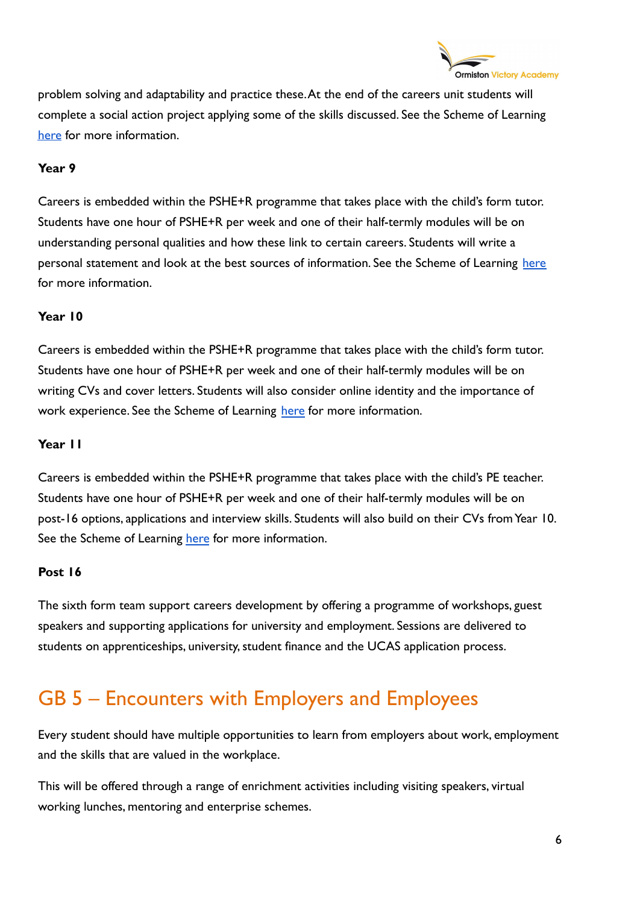problem solving and adaptability and practice these. At the end of the careers unit students will complete a social action project applying some of the skills discussed. See the Scheme of Learning here for more information.

**Year 9**

Careers is embedded within the PSHE+R programme that takes place with the child's form tutor. Students have one hour of PSHE+R per week and one of their half-termly modules will be on understanding personal qualities and how these link to certain careers. Students will write a personal statement and look at the best sources of information. See the Scheme of Learning here for more information.

**Year 10**

Careers is embedded within the PSHE+R programme that takes place with the child's form tutor. Students have one hour of PSHE+R per week and one of their half-termly modules will be on writing CVs and cover letters. Students will also consider online identity and the importance of work experience. See the Scheme of Learning here for more information.

**Year 11**

Careers is embedded within the PSHE+R programme that takes place with the child's PE teacher. Students have one hour of PSHE+R per week and one of their half-termly modules will be on post-16 options, applications and interview skills. Students will also build on their CVs from Year 10. See the Scheme of Learning here for more information.

**Post 16**

The sixth form team support careers development by offering a programme of workshops, guest speakers and supporting applications for university and employment. Sessions are delivered to students on apprenticeships, university, student finance and the UCAS application process.

## GB 5 – Encounters with Employers and Employees

Every student should have multiple opportunities to learn from employers about work, employment and the skills that are valued in the workplace.

This will be offered through a range of enrichment activities including visiting speakers, virtual working lunches, mentoring and enterprise schemes.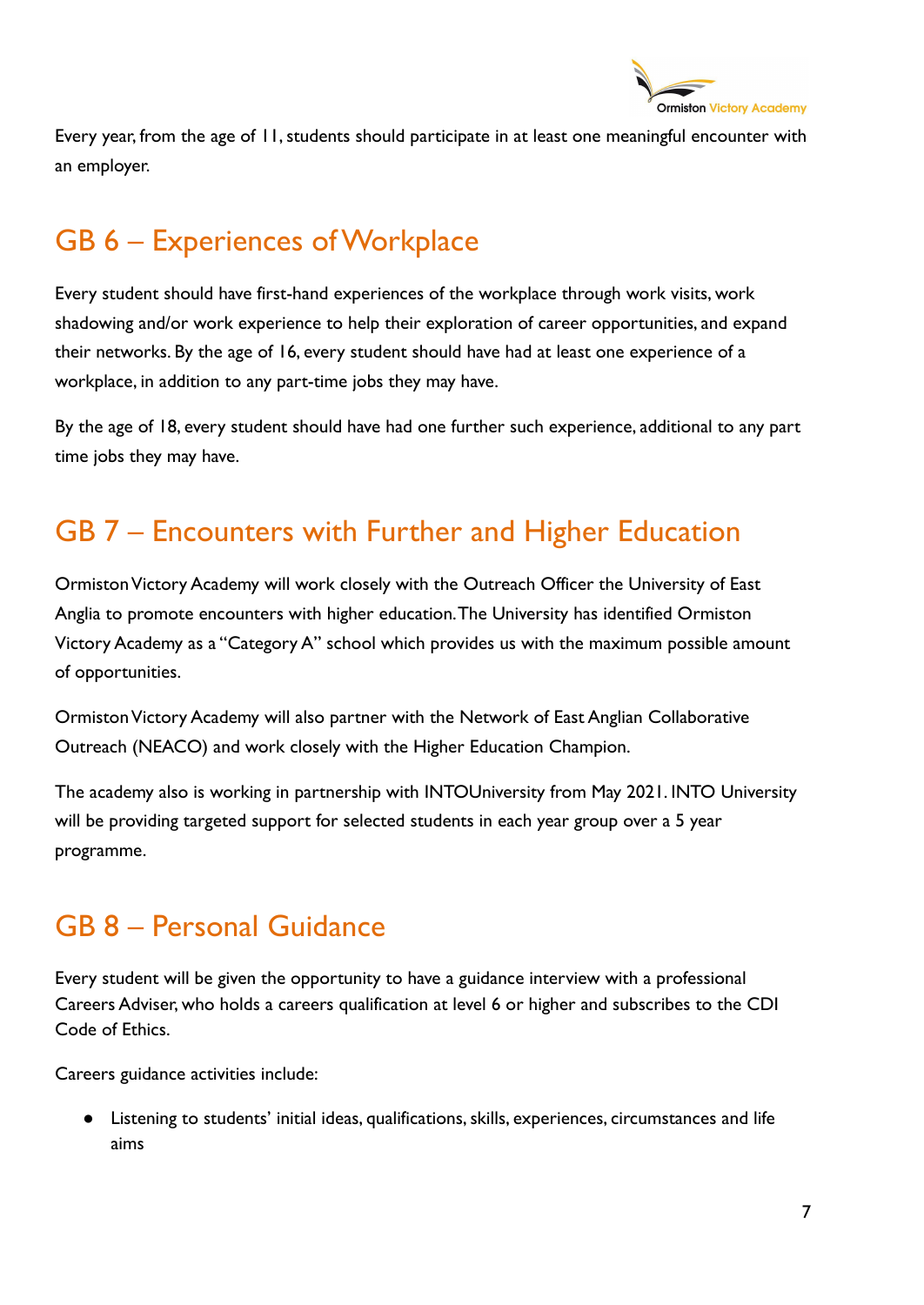Every year, from the age of 11, students should participate in at least one meaningful encounter with an employer.

## GB 6 – Experiences of Workplace

Every student should have first-hand experiences of the workplace through work visits, work shadowing and/or work experience to help their exploration of career opportunities, and expand their networks. By the age of 16, every student should have had at least one experience of a workplace, in addition to any part-time jobs they may have.

By the age of 18, every student should have had one further such experience, additional to any part time jobs they may have.

## GB 7 – Encounters with Further and Higher Education

Ormiston Victory Academy will work closely with the Outreach Officer the University of East Anglia to promote encounters with higher education. The University has identified Ormiston Victory Academy as a "Category A" school which provides us with the maximum possible amount of opportunities.

Ormiston Victory Academy will also partner with the Network of East Anglian Collaborative Outreach (NEACO) and work closely with the Higher Education Champion.

The academy also is working in partnership with INTOUniversity from May 2021. INTO University will be providing targeted support for selected students in each year group over a 5 year programme.

## GB 8 – Personal Guidance

Every student will be given the opportunity to have a guidance interview with a professional Careers Adviser, who holds a careers qualification at level 6 or higher and subscribes to the CDI Code of Ethics.

Careers guidance activities include:

- Listening to students' initial ideas, qualifications, skills, experiences, circumstances and life aims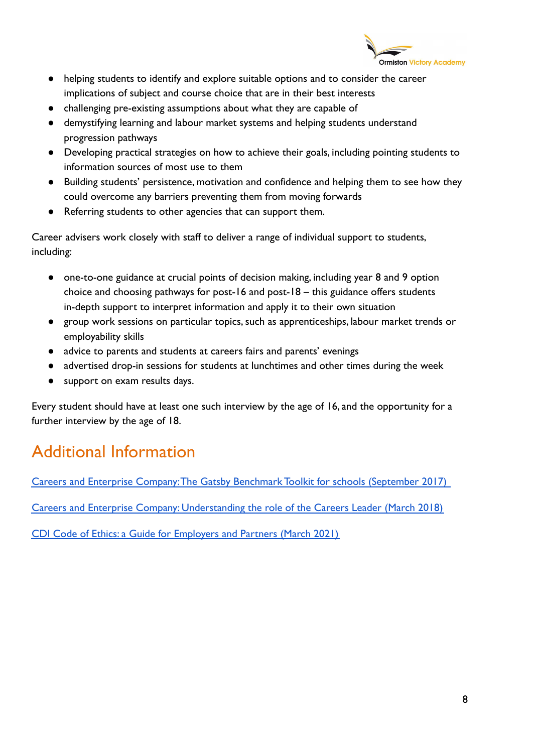- helping students to identify and explore suitable options and to consider the career implications of subject and course choice that are in their best interests
- challenging pre-existing assumptions about what they are capable of
- demystifying learning and labour market systems and helping students understand progression pathways
- Developing practical strategies on how to achieve their goals, including pointing students to information sources of most use to them
- Building students' persistence, motivation and confidence and helping them to see how they could overcome any barriers preventing them from moving forwards
- Referring students to other agencies that can support them.

Career advisers work closely with staff to deliver a range of individual support to students, including:

- one-to-one guidance at crucial points of decision making, including year 8 and 9 option choice and choosing pathways for post-16 and post-18 – this guidance offers students in-depth support to interpret information and apply it to their own situation
- group work sessions on particular topics, such as apprenticeships, labour market trends or employability skills
- advice to parents and students at careers fairs and parents' evenings
- advertised drop-in sessions for students at lunchtimes and other times during the week
- support on exam results days.

Every student should have at least one such interview by the age of 16, and the opportunity for a further interview by the age of 18.

## Additional Information

Careers and Enterprise Company: The Gatsby Benchmark Toolkit for schools (September 2017)

Careers and Enterprise Company: Understanding the role of the Careers Leader (March 2018)

CDI Code of Ethics: a Guide for Employers and Partners (March 2021)